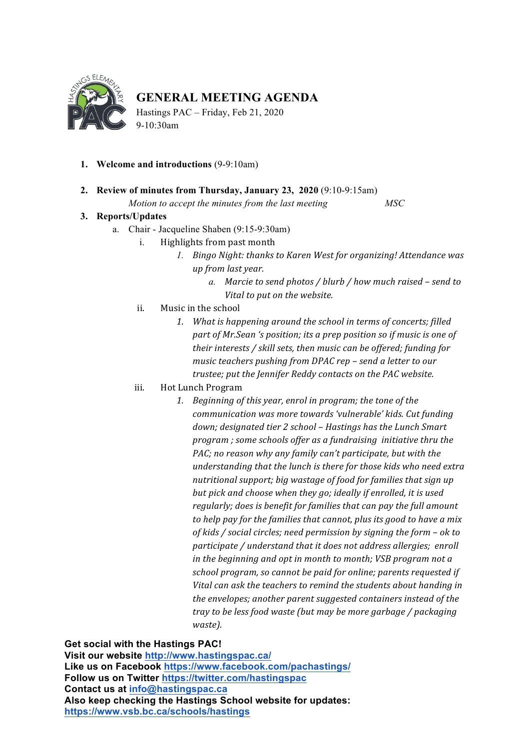# GENERAL MEETING AGENDA

Hastings PAC – Friday, Feb 21, 2020
9-10:30am

1. **Welcome and introductions** (9-9:10am)

2. **Review of minutes from Thursday, January 23, 2020** (9:10-9:15am)
   *Motion to accept the minutes from the last meeting* *MSC*

3. **Reports/Updates**
   a. Chair - Jacqueline Shaben (9:15-9:30am)
      i. Highlights from past month
         1. *Bingo Night: thanks to Karen West for organizing! Attendance was up from last year.*
            a. *Marcie to send photos / blurb / how much raised – send to Vital to put on the website.*
      ii. Music in the school
         1. *What is happening around the school in terms of concerts; filled part of Mr.Sean 's position; its a prep position so if music is one of their interests / skill sets, then music can be offered; funding for music teachers pushing from DPAC rep – send a letter to our trustee; put the Jennifer Reddy contacts on the PAC website.*
      iii. Hot Lunch Program
         1. *Beginning of this year, enrol in program; the tone of the communication was more towards 'vulnerable' kids. Cut funding down; designated tier 2 school – Hastings has the Lunch Smart program ; some schools offer as a fundraising initiative thru the PAC; no reason why any family can't participate, but with the understanding that the lunch is there for those kids who need extra nutritional support; big wastage of food for families that sign up but pick and choose when they go; ideally if enrolled, it is used regularly; does is benefit for families that can pay the full amount to help pay for the families that cannot, plus its good to have a mix of kids / social circles; need permission by signing the form – ok to participate / understand that it does not address allergies; enroll in the beginning and opt in month to month; VSB program not a school program, so cannot be paid for online; parents requested if Vital can ask the teachers to remind the students about handing in the envelopes; another parent suggested containers instead of the tray to be less food waste (but may be more garbage / packaging waste).*

**Get social with the Hastings PAC!**
**Visit our website** http://www.hastingspac.ca/
**Like us on Facebook** https://www.facebook.com/pachastings/
**Follow us on Twitter** https://twitter.com/hastingspac
**Contact us at** info@hastingspac.ca
**Also keep checking the Hastings School website for updates:**
https://www.vsb.bc.ca/schools/hastings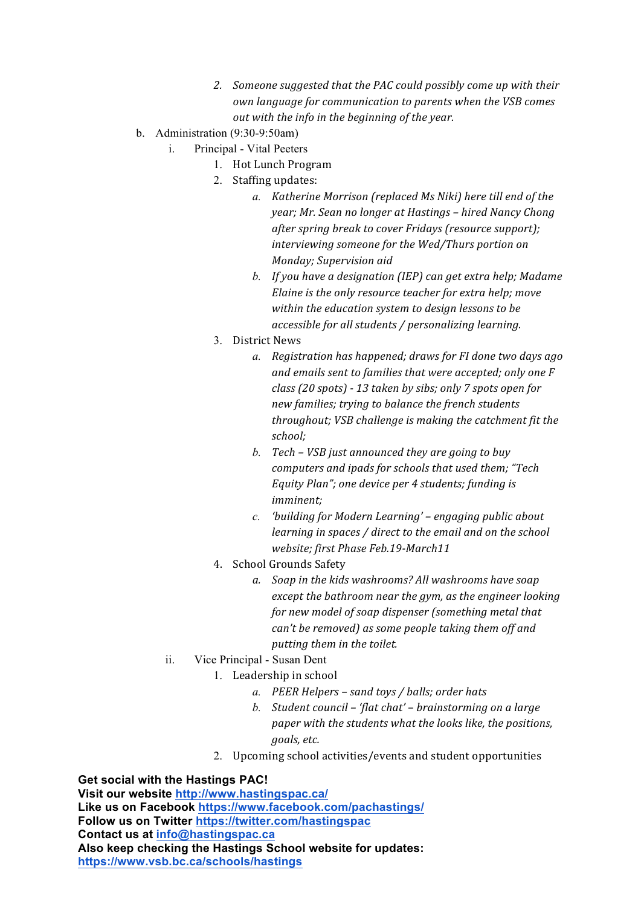2. *Someone suggested that the PAC could possibly come up with their own language for communication to parents when the VSB comes out with the info in the beginning of the year.*

b. Administration (9:30-9:50am)

   i. Principal - Vital Peeters

      1. Hot Lunch Program
      2. Staffing updates:
         a. *Katherine Morrison (replaced Ms Niki) here till end of the year; Mr. Sean no longer at Hastings – hired Nancy Chong after spring break to cover Fridays (resource support); interviewing someone for the Wed/Thurs portion on Monday; Supervision aid*
         b. *If you have a designation (IEP) can get extra help; Madame Elaine is the only resource teacher for extra help; move within the education system to design lessons to be accessible for all students / personalizing learning.*
      3. District News
         a. *Registration has happened; draws for FI done two days ago and emails sent to families that were accepted; only one F class (20 spots) - 13 taken by sibs; only 7 spots open for new families; trying to balance the french students throughout; VSB challenge is making the catchment fit the school;*
         b. *Tech – VSB just announced they are going to buy computers and ipads for schools that used them; "Tech Equity Plan"; one device per 4 students; funding is imminent;*
         c. *'building for Modern Learning' – engaging public about learning in spaces / direct to the email and on the school website; first Phase Feb.19-March11*
      4. School Grounds Safety
         a. *Soap in the kids washrooms? All washrooms have soap except the bathroom near the gym, as the engineer looking for new model of soap dispenser (something metal that can't be removed) as some people taking them off and putting them in the toilet.*

   ii. Vice Principal - Susan Dent

      1. Leadership in school
         a. *PEER Helpers – sand toys / balls; order hats*
         b. *Student council – 'flat chat' – brainstorming on a large paper with the students what the looks like, the positions, goals, etc.*
      2. Upcoming school activities/events and student opportunities

**Get social with the Hastings PAC!**
**Visit our website [http://www.hastingspac.ca/](http://www.hastingspac.ca/)**
**Like us on Facebook [https://www.facebook.com/pachastings/](https://www.facebook.com/pachastings/)**
**Follow us on Twitter [https://twitter.com/hastingspac](https://twitter.com/hastingspac)**
**Contact us at [info@hastingspac.ca](mailto:info@hastingspac.ca)**
**Also keep checking the Hastings School website for updates: [https://www.vsb.bc.ca/schools/hastings](https://www.vsb.bc.ca/schools/hastings)**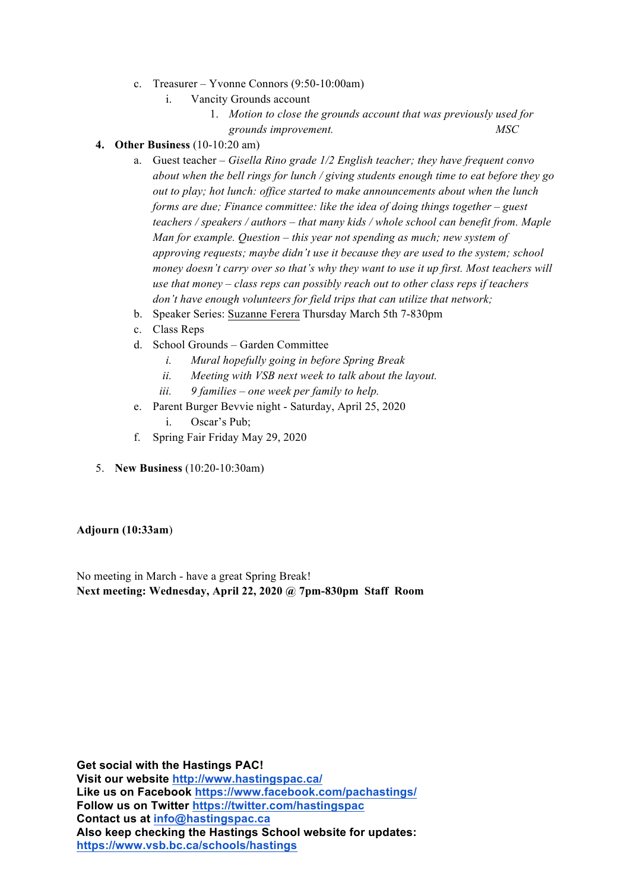c. Treasurer – Yvonne Connors (9:50-10:00am)
   i. Vancity Grounds account
      1. *Motion to close the grounds account that was previously used for grounds improvement.* *MSC*

4. **Other Business** (10-10:20 am)
   a. Guest teacher – *Gisella Rino grade 1/2 English teacher; they have frequent convo about when the bell rings for lunch / giving students enough time to eat before they go out to play; hot lunch: office started to make announcements about when the lunch forms are due; Finance committee: like the idea of doing things together – guest teachers / speakers / authors – that many kids / whole school can benefit from. Maple Man for example. Question – this year not spending as much; new system of approving requests; maybe didn't use it because they are used to the system; school money doesn't carry over so that's why they want to use it up first. Most teachers will use that money – class reps can possibly reach out to other class reps if teachers don't have enough volunteers for field trips that can utilize that network;*
   b. Speaker Series: Suzanne Ferera Thursday March 5th 7-830pm
   c. Class Reps
   d. School Grounds – Garden Committee
      i. *Mural hopefully going in before Spring Break*
      ii. *Meeting with VSB next week to talk about the layout.*
      iii. *9 families – one week per family to help.*
   e. Parent Burger Bevvie night - Saturday, April 25, 2020
      i. Oscar's Pub;
   f. Spring Fair Friday May 29, 2020

5. **New Business** (10:20-10:30am)

**Adjourn (10:33am**)

No meeting in March - have a great Spring Break!
**Next meeting: Wednesday, April 22, 2020 @ 7pm-830pm Staff Room**

**Get social with the Hastings PAC!**
**Visit our website [http://www.hastingspac.ca/](http://www.hastingspac.ca/)**
**Like us on Facebook [https://www.facebook.com/pachastings/](https://www.facebook.com/pachastings/)**
**Follow us on Twitter [https://twitter.com/hastingspac](https://twitter.com/hastingspac)**
**Contact us at [info@hastingspac.ca](mailto:info@hastingspac.ca)**
**Also keep checking the Hastings School website for updates:**
**[https://www.vsb.bc.ca/schools/hastings](https://www.vsb.bc.ca/schools/hastings)**